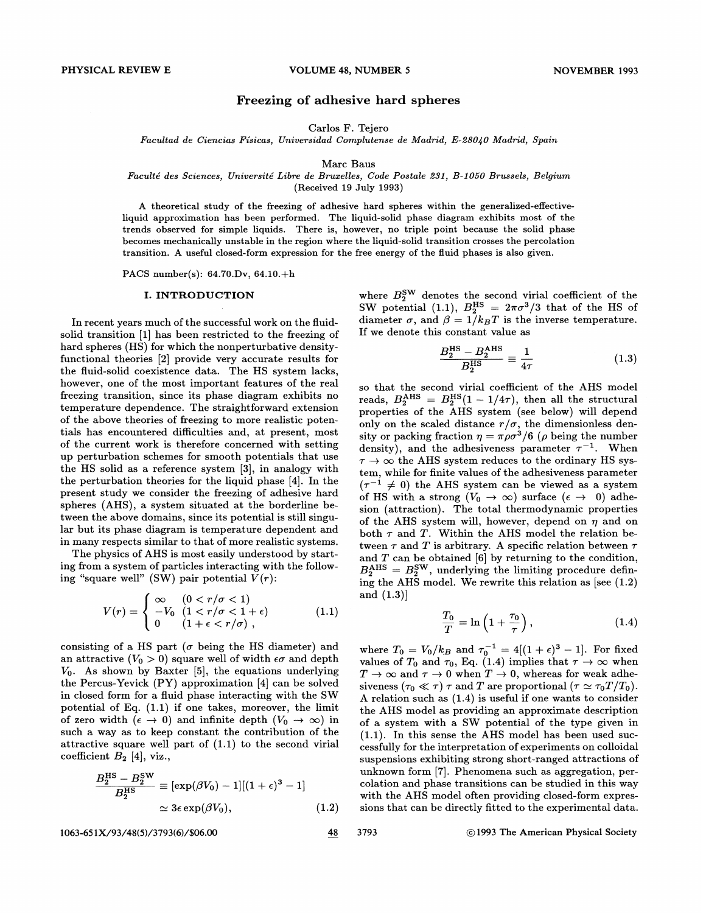# Freezing of adhesive hard spheres

Carlos F. Tejero

*Facultad de Ciencias Físicas, Universidad Complutense de Madrid, E-28040 Madrid, Spain*

Marc Baus

*Faculté des Sciences, Université Libre de Bruxelles, Code Postale 231, B-1050 Brussels, Belgium*

(Received 19 July 1993)

A theoretical study of the freezing of adhesive hard spheres within the generalized-effective-liquid approximation has been performed. The liquid-solid phase diagram exhibits most of the trends observed for simple liquids. There is, however, no triple point because the solid phase becomes mechanically unstable in the region where the liquid-solid transition crosses the percolation transition. A useful closed-form expression for the free energy of the fluid phases is also given.

PACS number(s): 64.70.Dv, 64.10.+h

## I. INTRODUCTION

In recent years much of the successful work on the fluid-solid transition [1] has been restricted to the freezing of hard spheres (HS) for which the nonperturbative density-functional theories [2] provide very accurate results for the fluid-solid coexistence data. The HS system lacks, however, one of the most important features of the real freezing transition, since its phase diagram exhibits no temperature dependence. The straightforward extension of the above theories of freezing to more realistic potentials has encountered difficulties and, at present, most of the current work is therefore concerned with setting up perturbation schemes for smooth potentials that use the HS solid as a reference system [3], in analogy with the perturbation theories for the liquid phase [4]. In the present study we consider the freezing of adhesive hard spheres (AHS), a system situated at the borderline between the above domains, since its potential is still singular but its phase diagram is temperature dependent and in many respects similar to that of more realistic systems.

The physics of AHS is most easily understood by starting from a system of particles interacting with the following "square well" (SW) pair potential $V(r)$:

$$
V(r) = \begin{cases} \infty & (0 < r/\sigma < 1) \\ -V_0 & (1 < r/\sigma < 1+\epsilon) \\ 0 & (1+\epsilon < r/\sigma) \end{cases}, \tag{1.1}
$$

consisting of a HS part ($\sigma$ being the HS diameter) and an attractive ($V_0 > 0$) square well of width $\epsilon\sigma$ and depth $V_0$. As shown by Baxter [5], the equations underlying the Percus-Yevick (PY) approximation [4] can be solved in closed form for a fluid phase interacting with the SW potential of Eq. (1.1) if one takes, moreover, the limit of zero width ($\epsilon \to 0$) and infinite depth ($V_0 \to \infty$) in such a way as to keep constant the contribution of the attractive square well part of (1.1) to the second virial coefficient $B_2$ [4], viz.,

$$
\frac{B_2^{\text{HS}} - B_2^{\text{SW}}}{B_2^{\text{HS}}} \equiv [\exp(\beta V_0) - 1][(1+\epsilon)^3 - 1] \simeq 3\epsilon \exp(\beta V_0), \tag{1.2}
$$

where $B_2^{\text{SW}}$ denotes the second virial coefficient of the SW potential (1.1), $B_2^{\text{HS}} = 2\pi\sigma^3/3$ that of the HS of diameter $\sigma$, and $\beta = 1/k_B T$ is the inverse temperature. If we denote this constant value as

$$
\frac{B_2^{\text{HS}} - B_2^{\text{AHS}}}{B_2^{\text{HS}}} \equiv \frac{1}{4\tau} \tag{1.3}
$$

so that the second virial coefficient of the AHS model reads, $B_2^{\text{AHS}} = B_2^{\text{HS}}(1 - 1/4\tau)$, then all the structural properties of the AHS system (see below) will depend only on the scaled distance $r/\sigma$, the dimensionless density or packing fraction $\eta = \pi\rho\sigma^3/6$ ($\rho$ being the number density), and the adhesiveness parameter $\tau^{-1}$. When $\tau \to \infty$ the AHS system reduces to the ordinary HS system, while for finite values of the adhesiveness parameter ($\tau^{-1} \neq 0$) the AHS system can be viewed as a system of HS with a strong ($V_0 \to \infty$) surface ($\epsilon \to 0$) adhesion (attraction). The total thermodynamic properties of the AHS system will, however, depend on $\eta$ and on both $\tau$ and $T$. Within the AHS model the relation between $\tau$ and $T$ is arbitrary. A specific relation between $\tau$ and $T$ can be obtained [6] by returning to the condition, $B_2^{\text{AHS}} = B_2^{\text{SW}}$, underlying the limiting procedure defining the AHS model. We rewrite this relation as [see (1.2) and (1.3)]

$$
\frac{T_0}{T} = \ln\left(1 + \frac{\tau_0}{\tau}\right), \tag{1.4}
$$

where $T_0 = V_0/k_B$ and $\tau_0^{-1} = 4[(1+\epsilon)^3 - 1]$. For fixed values of $T_0$ and $\tau_0$, Eq. (1.4) implies that $\tau \to \infty$ when $T \to \infty$ and $\tau \to 0$ when $T \to 0$, whereas for weak adhesiveness ($\tau_0 \ll \tau$) $\tau$ and $T$ are proportional ($\tau \simeq \tau_0 T/T_0$). A relation such as (1.4) is useful if one wants to consider the AHS model as providing an approximate description of a system with a SW potential of the type given in (1.1). In this sense the AHS model has been used successfully for the interpretation of experiments on colloidal suspensions exhibiting strong short-ranged attractions of unknown form [7]. Phenomena such as aggregation, percolation and phase transitions can be studied in this way with the AHS model often providing closed-form expressions that can be directly fitted to the experimental data.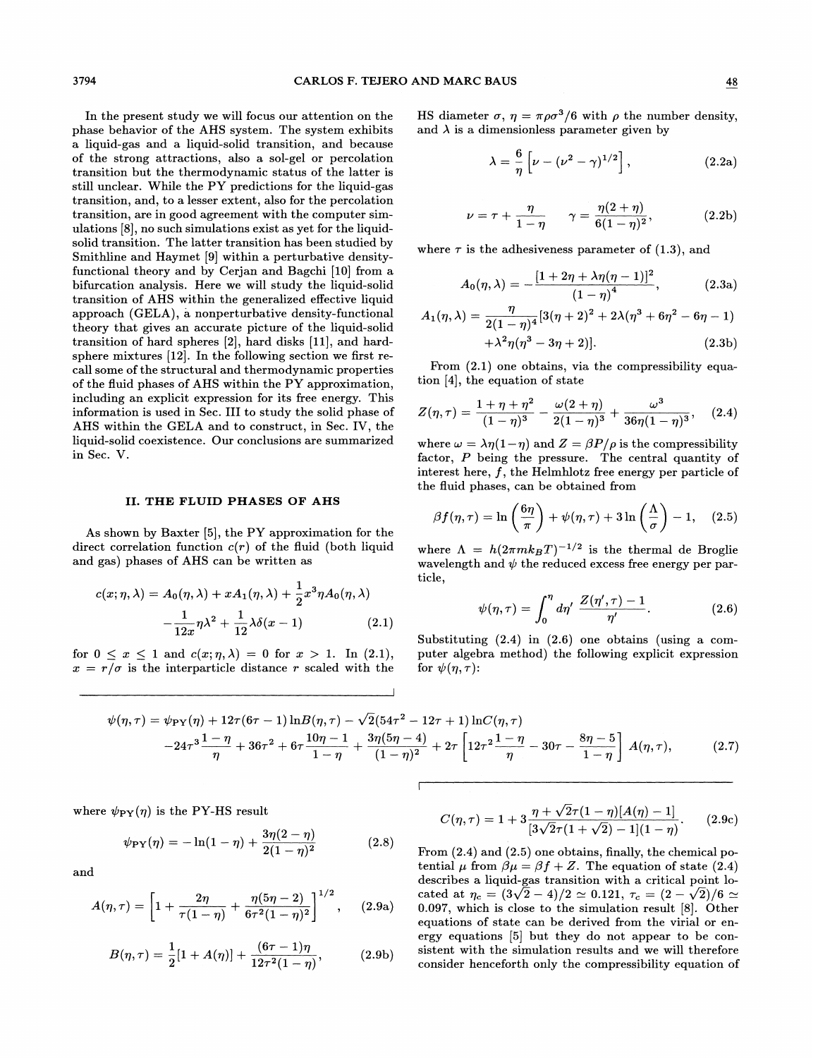In the present study we will focus our attention on the phase behavior of the AHS system. The system exhibits a liquid-gas and a liquid-solid transition, and because of the strong attractions, also a sol-gel or percolation transition but the thermodynamic status of the latter is still unclear. While the PY predictions for the liquid-gas transition, and, to a lesser extent, also for the percolation transition, are in good agreement with the computer simulations [8], no such simulations exist as yet for the liquid-solid transition. The latter transition has been studied by Smithline and Haymet [9] within a perturbative density-functional theory and by Cerjan and Bagchi [10] from a bifurcation analysis. Here we will study the liquid-solid transition of AHS within the generalized effective liquid approach (GELA), a nonperturbative density-functional theory that gives an accurate picture of the liquid-solid transition of hard spheres [2], hard disks [11], and hard-sphere mixtures [12]. In the following section we first recall some of the structural and thermodynamic properties of the fluid phases of AHS within the PY approximation, including an explicit expression for its free energy. This information is used in Sec. III to study the solid phase of AHS within the GELA and to construct, in Sec. IV, the liquid-solid coexistence. Our conclusions are summarized in Sec. V.

## II. THE FLUID PHASES OF AHS

As shown by Baxter [5], the PY approximation for the direct correlation function $c(r)$ of the fluid (both liquid and gas) phases of AHS can be written as

$$c(x;\eta,\lambda) = A_0(\eta,\lambda) + xA_1(\eta,\lambda) + \frac{1}{2}x^3\eta A_0(\eta,\lambda) - \frac{1}{12x}\eta\lambda^2 + \frac{1}{12}\lambda\delta(x-1) \qquad (2.1)$$

for $0 \leq x \leq 1$ and $c(x;\eta,\lambda) = 0$ for $x > 1$. In (2.1), $x = r/\sigma$ is the interparticle distance $r$ scaled with the HS diameter $\sigma$, $\eta = \pi\rho\sigma^3/6$ with $\rho$ the number density, and $\lambda$ is a dimensionless parameter given by

$$\lambda = \frac{6}{\eta}\left[\nu - (\nu^2 - \gamma)^{1/2}\right], \qquad (2.2a)$$

$$\nu = \tau + \frac{\eta}{1-\eta} \qquad \gamma = \frac{\eta(2+\eta)}{6(1-\eta)^2}, \qquad (2.2b)$$

where $\tau$ is the adhesiveness parameter of (1.3), and

$$A_0(\eta,\lambda) = -\frac{[1+2\eta+\lambda\eta(\eta-1)]^2}{(1-\eta)^4}, \qquad (2.3a)$$

$$A_1(\eta,\lambda) = \frac{\eta}{2(1-\eta)^4}[3(\eta+2)^2 + 2\lambda(\eta^3+6\eta^2-6\eta-1) + \lambda^2\eta(\eta^3-3\eta+2)]. \qquad (2.3b)$$

From (2.1) one obtains, via the compressibility equation [4], the equation of state

$$Z(\eta,\tau) = \frac{1+\eta+\eta^2}{(1-\eta)^3} - \frac{\omega(2+\eta)}{2(1-\eta)^3} + \frac{\omega^3}{36\eta(1-\eta)^3}, \qquad (2.4)$$

where $\omega = \lambda\eta(1-\eta)$ and $Z = \beta P/\rho$ is the compressibility factor, $P$ being the pressure. The central quantity of interest here, $f$, the Helmholtz free energy per particle of the fluid phases, can be obtained from

$$\beta f(\eta,\tau) = \ln\left(\frac{6\eta}{\pi}\right) + \psi(\eta,\tau) + 3\ln\left(\frac{\Lambda}{\sigma}\right) - 1, \qquad (2.5)$$

where $\Lambda = h(2\pi m k_B T)^{-1/2}$ is the thermal de Broglie wavelength and $\psi$ the reduced excess free energy per particle,

$$\psi(\eta,\tau) = \int_0^\eta d\eta' \, \frac{Z(\eta',\tau)-1}{\eta'}. \qquad (2.6)$$

Substituting (2.4) in (2.6) one obtains (using a computer algebra method) the following explicit expression for $\psi(\eta,\tau)$:

$$\psi(\eta,\tau) = \psi_{\rm PY}(\eta) + 12\tau(6\tau-1)\ln B(\eta,\tau) - \sqrt{2}(54\tau^2-12\tau+1)\ln C(\eta,\tau) - 24\tau^3\frac{1-\eta}{\eta} + 36\tau^2 + 6\tau\frac{10\eta-1}{1-\eta} + \frac{3\eta(5\eta-4)}{(1-\eta)^2} + 2\tau\left[12\tau^2\frac{1-\eta}{\eta} - 30\tau - \frac{8\eta-5}{1-\eta}\right]A(\eta,\tau), \qquad (2.7)$$

where $\psi_{\rm PY}(\eta)$ is the PY-HS result

$$\psi_{\rm PY}(\eta) = -\ln(1-\eta) + \frac{3\eta(2-\eta)}{2(1-\eta)^2} \qquad (2.8)$$

and

$$A(\eta,\tau) = \left[1 + \frac{2\eta}{\tau(1-\eta)} + \frac{\eta(5\eta-2)}{6\tau^2(1-\eta)^2}\right]^{1/2}, \qquad (2.9a)$$

$$B(\eta,\tau) = \frac{1}{2}[1+A(\eta)] + \frac{(6\tau-1)\eta}{12\tau^2(1-\eta)}, \qquad (2.9b)$$

$$C(\eta,\tau) = 1 + 3\frac{\eta + \sqrt{2}\tau(1-\eta)[A(\eta)-1]}{[3\sqrt{2}\tau(1+\sqrt{2})-1](1-\eta)}. \qquad (2.9c)$$

From (2.4) and (2.5) one obtains, finally, the chemical potential $\mu$ from $\beta\mu = \beta f + Z$. The equation of state (2.4) describes a liquid-gas transition with a critical point located at $\eta_c = (3\sqrt{2}-4)/2 \simeq 0.121$, $\tau_c = (2-\sqrt{2})/6 \simeq 0.097$, which is close to the simulation result [8]. Other equations of state can be derived from the virial or energy equations [5] but they do not appear to be consistent with the simulation results and we will therefore consider henceforth only the compressibility equation of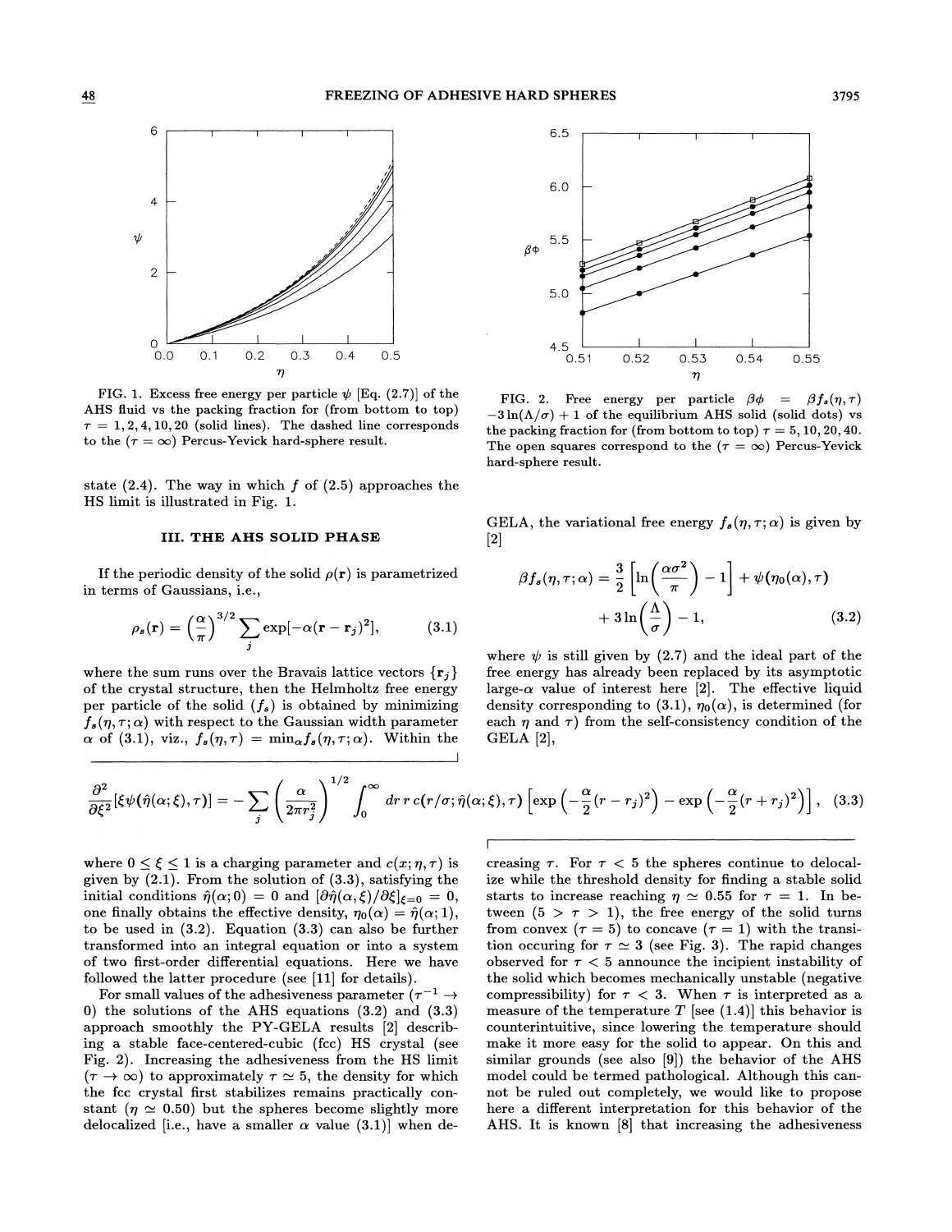FIG. 1. Excess free energy per particle $\psi$ [Eq. (2.7)] of the AHS fluid vs the packing fraction for (from bottom to top) $\tau = 1, 2, 4, 10, 20$ (solid lines). The dashed line corresponds to the ($\tau = \infty$) Percus-Yevick hard-sphere result.

FIG. 2. Free energy per particle $\beta\phi = \beta f_s(\eta,\tau) - 3\ln(\Lambda/\sigma) + 1$ of the equilibrium AHS solid (solid dots) vs the packing fraction for (from bottom to top) $\tau = 5, 10, 20, 40$. The open squares correspond to the ($\tau = \infty$) Percus-Yevick hard-sphere result.

state (2.4). The way in which $f$ of (2.5) approaches the HS limit is illustrated in Fig. 1.

## III. THE AHS SOLID PHASE

If the periodic density of the solid $\rho(\mathbf{r})$ is parametrized in terms of Gaussians, i.e.,

$$\rho_s(\mathbf{r}) = \left(\frac{\alpha}{\pi}\right)^{3/2} \sum_j \exp[-\alpha(\mathbf{r}-\mathbf{r}_j)^2], \tag{3.1}$$

where the sum runs over the Bravais lattice vectors $\{\mathbf{r}_j\}$ of the crystal structure, then the Helmholtz free energy per particle of the solid ($f_s$) is obtained by minimizing $f_s(\eta,\tau;\alpha)$ with respect to the Gaussian width parameter $\alpha$ of (3.1), viz., $f_s(\eta,\tau) = \min_\alpha f_s(\eta,\tau;\alpha)$. Within the GELA, the variational free energy $f_s(\eta,\tau;\alpha)$ is given by [2]

$$\beta f_s(\eta,\tau;\alpha) = \frac{3}{2}\left[\ln\left(\frac{\alpha\sigma^2}{\pi}\right) - 1\right] + \psi(\eta_0(\alpha),\tau) + 3\ln\left(\frac{\Lambda}{\sigma}\right) - 1, \tag{3.2}$$

where $\psi$ is still given by (2.7) and the ideal part of the free energy has already been replaced by its asymptotic large-$\alpha$ value of interest here [2]. The effective liquid density corresponding to (3.1), $\eta_0(\alpha)$, is determined (for each $\eta$ and $\tau$) from the self-consistency condition of the GELA [2],

$$\frac{\partial^2}{\partial\xi^2}[\xi\psi(\hat{\eta}(\alpha;\xi),\tau)] = -\sum_j \left(\frac{\alpha}{2\pi r_j^2}\right)^{1/2} \int_0^\infty dr\, r\, c(r/\sigma;\hat{\eta}(\alpha;\xi),\tau)\left[\exp\left(-\frac{\alpha}{2}(r-r_j)^2\right) - \exp\left(-\frac{\alpha}{2}(r+r_j)^2\right)\right], \tag{3.3}$$

where $0 \le \xi \le 1$ is a charging parameter and $c(x;\eta,\tau)$ is given by (2.1). From the solution of (3.3), satisfying the initial conditions $\hat{\eta}(\alpha;0) = 0$ and $[\partial\hat{\eta}(\alpha,\xi)/\partial\xi]_{\xi=0} = 0$, one finally obtains the effective density, $\eta_0(\alpha) = \hat{\eta}(\alpha;1)$, to be used in (3.2). Equation (3.3) can also be further transformed into an integral equation or into a system of two first-order differential equations. Here we have followed the latter procedure (see [11] for details).

For small values of the adhesiveness parameter ($\tau^{-1} \to 0$) the solutions of the AHS equations (3.2) and (3.3) approach smoothly the PY-GELA results [2] describing a stable face-centered-cubic (fcc) HS crystal (see Fig. 2). Increasing the adhesiveness from the HS limit ($\tau \to \infty$) to approximately $\tau \simeq 5$, the density for which the fcc crystal first stabilizes remains practically constant ($\eta \simeq 0.50$) but the spheres become slightly more delocalized [i.e., have a smaller $\alpha$ value (3.1)] when decreasing $\tau$. For $\tau < 5$ the spheres continue to delocalize while the threshold density for finding a stable solid starts to increase reaching $\eta \simeq 0.55$ for $\tau = 1$. In between ($5 > \tau > 1$), the free energy of the solid turns from convex ($\tau = 5$) to concave ($\tau = 1$) with the transition occurring for $\tau \simeq 3$ (see Fig. 3). The rapid changes observed for $\tau < 5$ announce the incipient instability of the solid which becomes mechanically unstable (negative compressibility) for $\tau < 3$. When $\tau$ is interpreted as a measure of the temperature $T$ [see (1.4)] this behavior is counterintuitive, since lowering the temperature should make it more easy for the solid to appear. On this and similar grounds (see also [9]) the behavior of the AHS model could be termed pathological. Although this cannot be ruled out completely, we would like to propose here a different interpretation for this behavior of the AHS. It is known [8] that increasing the adhesiveness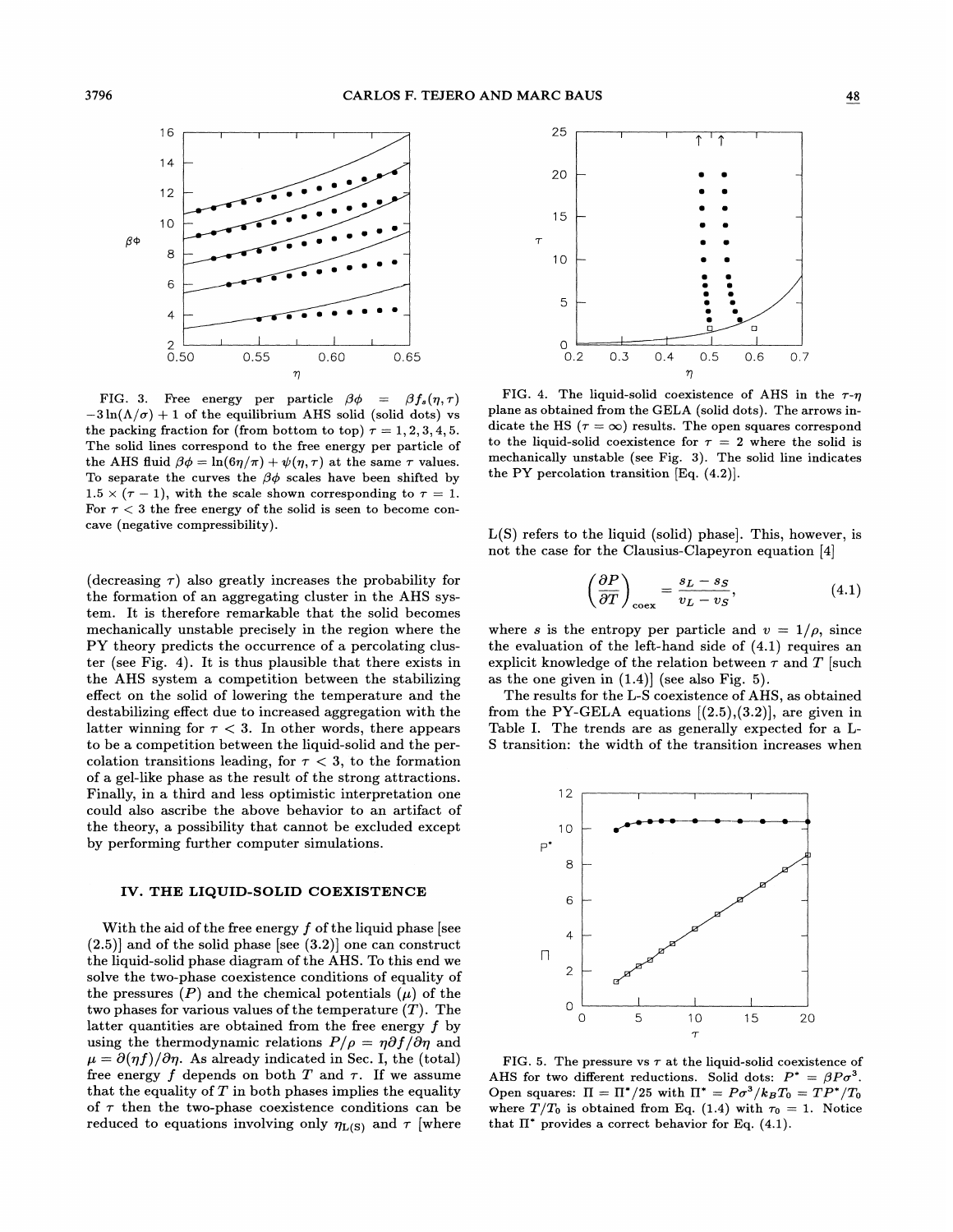FIG. 3. Free energy per particle $\beta\phi = \beta f_s(\eta,\tau) - 3\ln(\Lambda/\sigma) + 1$ of the equilibrium AHS solid (solid dots) vs the packing fraction for (from bottom to top) $\tau = 1, 2, 3, 4, 5$. The solid lines correspond to the free energy per particle of the AHS fluid $\beta\phi = \ln(6\eta/\pi) + \psi(\eta,\tau)$ at the same $\tau$ values. To separate the curves the $\beta\phi$ scales have been shifted by $1.5 \times (\tau - 1)$, with the scale shown corresponding to $\tau = 1$. For $\tau < 3$ the free energy of the solid is seen to become concave (negative compressibility).

FIG. 4. The liquid-solid coexistence of AHS in the $\tau$-$\eta$ plane as obtained from the GELA (solid dots). The arrows indicate the HS ($\tau = \infty$) results. The open squares correspond to the liquid-solid coexistence for $\tau = 2$ where the solid is mechanically unstable (see Fig. 3). The solid line indicates the PY percolation transition [Eq. (4.2)].

(decreasing $\tau$) also greatly increases the probability for the formation of an aggregating cluster in the AHS system. It is therefore remarkable that the solid becomes mechanically unstable precisely in the region where the PY theory predicts the occurrence of a percolating cluster (see Fig. 4). It is thus plausible that there exists in the AHS system a competition between the stabilizing effect on the solid of lowering the temperature and the destabilizing effect due to increased aggregation with the latter winning for $\tau < 3$. In other words, there appears to be a competition between the liquid-solid and the percolation transitions leading, for $\tau < 3$, to the formation of a gel-like phase as the result of the strong attractions. Finally, in a third and less optimistic interpretation one could also ascribe the above behavior to an artifact of the theory, a possibility that cannot be excluded except by performing further computer simulations.

## IV. THE LIQUID-SOLID COEXISTENCE

With the aid of the free energy $f$ of the liquid phase [see (2.5)] and of the solid phase [see (3.2)] one can construct the liquid-solid phase diagram of the AHS. To this end we solve the two-phase coexistence conditions of equality of the pressures ($P$) and the chemical potentials ($\mu$) of the two phases for various values of the temperature ($T$). The latter quantities are obtained from the free energy $f$ by using the thermodynamic relations $P/\rho = \eta\partial f/\partial\eta$ and $\mu = \partial(\eta f)/\partial\eta$. As already indicated in Sec. I, the (total) free energy $f$ depends on both $T$ and $\tau$. If we assume that the equality of $T$ in both phases implies the equality of $\tau$ then the two-phase coexistence conditions can be reduced to equations involving only $\eta_{L(S)}$ and $\tau$ [where L(S) refers to the liquid (solid) phase]. This, however, is not the case for the Clausius-Clapeyron equation [4]

$$\left(\frac{\partial P}{\partial T}\right)_{\rm coex} = \frac{s_L - s_S}{v_L - v_S}, \tag{4.1}$$

where $s$ is the entropy per particle and $v = 1/\rho$, since the evaluation of the left-hand side of (4.1) requires an explicit knowledge of the relation between $\tau$ and $T$ [such as the one given in (1.4)] (see also Fig. 5).

The results for the L-S coexistence of AHS, as obtained from the PY-GELA equations [(2.5),(3.2)], are given in Table I. The trends are as generally expected for a L-S transition: the width of the transition increases when

FIG. 5. The pressure vs $\tau$ at the liquid-solid coexistence of AHS for two different reductions. Solid dots: $P^* = \beta P\sigma^3$. Open squares: $\Pi = \Pi^*/25$ with $\Pi^* = P\sigma^3/k_BT_0 = TP^*/T_0$ where $T/T_0$ is obtained from Eq. (1.4) with $\tau_0 = 1$. Notice that $\Pi^*$ provides a correct behavior for Eq. (4.1).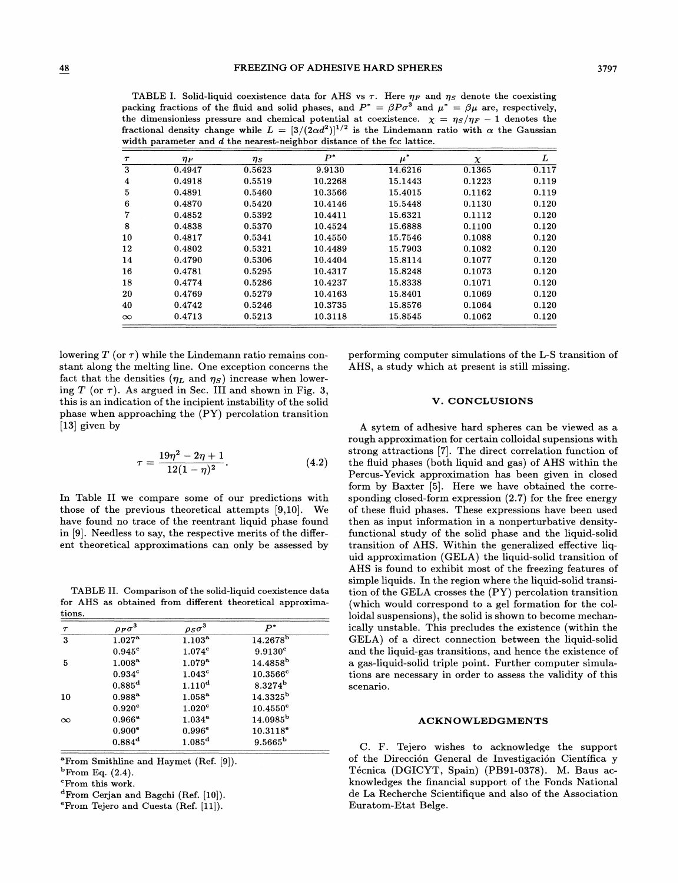TABLE I. Solid-liquid coexistence data for AHS vs $\tau$. Here $\eta_F$ and $\eta_S$ denote the coexisting packing fractions of the fluid and solid phases, and $P^* = \beta P \sigma^3$ and $\mu^* = \beta\mu$ are, respectively, the dimensionless pressure and chemical potential at coexistence. $\chi = \eta_S/\eta_F - 1$ denotes the fractional density change while $L = [3/(2\alpha d^2)]^{1/2}$ is the Lindemann ratio with $\alpha$ the Gaussian width parameter and $d$ the nearest-neighbor distance of the fcc lattice.

| $\tau$ | $\eta_F$ | $\eta_S$ | $P^*$ | $\mu^*$ | $\chi$ | $L$ |
|---|---|---|---|---|---|---|
| 3 | 0.4947 | 0.5623 | 9.9130 | 14.6216 | 0.1365 | 0.117 |
| 4 | 0.4918 | 0.5519 | 10.2268 | 15.1443 | 0.1223 | 0.119 |
| 5 | 0.4891 | 0.5460 | 10.3566 | 15.4015 | 0.1162 | 0.119 |
| 6 | 0.4870 | 0.5420 | 10.4146 | 15.5448 | 0.1130 | 0.120 |
| 7 | 0.4852 | 0.5392 | 10.4411 | 15.6321 | 0.1112 | 0.120 |
| 8 | 0.4838 | 0.5370 | 10.4524 | 15.6888 | 0.1100 | 0.120 |
| 10 | 0.4817 | 0.5341 | 10.4550 | 15.7546 | 0.1088 | 0.120 |
| 12 | 0.4802 | 0.5321 | 10.4489 | 15.7903 | 0.1082 | 0.120 |
| 14 | 0.4790 | 0.5306 | 10.4404 | 15.8114 | 0.1077 | 0.120 |
| 16 | 0.4781 | 0.5295 | 10.4317 | 15.8248 | 0.1073 | 0.120 |
| 18 | 0.4774 | 0.5286 | 10.4237 | 15.8338 | 0.1071 | 0.120 |
| 20 | 0.4769 | 0.5279 | 10.4163 | 15.8401 | 0.1069 | 0.120 |
| 40 | 0.4742 | 0.5246 | 10.3735 | 15.8576 | 0.1064 | 0.120 |
| $\infty$ | 0.4713 | 0.5213 | 10.3118 | 15.8545 | 0.1062 | 0.120 |

lowering $T$ (or $\tau$) while the Lindemann ratio remains constant along the melting line. One exception concerns the fact that the densities ($\eta_L$ and $\eta_S$) increase when lowering $T$ (or $\tau$). As argued in Sec. III and shown in Fig. 3, this is an indication of the incipient instability of the solid phase when approaching the (PY) percolation transition [13] given by

$$\tau = \frac{19\eta^2 - 2\eta + 1}{12(1-\eta)^2}. \tag{4.2}$$

In Table II we compare some of our predictions with those of the previous theoretical attempts [9,10]. We have found no trace of the reentrant liquid phase found in [9]. Needless to say, the respective merits of the different theoretical approximations can only be assessed by performing computer simulations of the L-S transition of AHS, a study which at present is still missing.

TABLE II. Comparison of the solid-liquid coexistence data for AHS as obtained from different theoretical approximations.

| $\tau$ | $\rho_F\sigma^3$ | $\rho_S\sigma^3$ | $P^*$ |
|---|---|---|---|
| 3 | 1.027[a] | 1.103[a] | 14.2678[b] |
| | 0.945[c] | 1.074[c] | 9.9130[c] |
| 5 | 1.008[a] | 1.079[a] | 14.4858[b] |
| | 0.934[c] | 1.043[c] | 10.3566[c] |
| | 0.885[d] | 1.110[d] | 8.3274[b] |
| 10 | 0.988[a] | 1.058[a] | 14.3325[b] |
| | 0.920[c] | 1.020[c] | 10.4550[c] |
| $\infty$ | 0.966[a] | 1.034[a] | 14.0985[b] |
| | 0.900[e] | 0.996[e] | 10.3118[e] |
| | 0.884[d] | 1.085[d] | 9.5665[b] |

[a]From Smithline and Haymet (Ref. [9]).
[b]From Eq. (2.4).
[c]From this work.
[d]From Cerjan and Bagchi (Ref. [10]).
[e]From Tejero and Cuesta (Ref. [11]).

## V. CONCLUSIONS

A sytem of adhesive hard spheres can be viewed as a rough approximation for certain colloidal supensions with strong attractions [7]. The direct correlation function of the fluid phases (both liquid and gas) of AHS within the Percus-Yevick approximation has been given in closed form by Baxter [5]. Here we have obtained the corresponding closed-form expression (2.7) for the free energy of these fluid phases. These expressions have been used then as input information in a nonperturbative density-functional study of the solid phase and the liquid-solid transition of AHS. Within the generalized effective liquid approximation (GELA) the liquid-solid transition of AHS is found to exhibit most of the freezing features of simple liquids. In the region where the liquid-solid transition of the GELA crosses the (PY) percolation transition (which would correspond to a gel formation for the colloidal suspensions), the solid is shown to become mechanically unstable. This precludes the existence (within the GELA) of a direct connection between the liquid-solid and the liquid-gas transitions, and hence the existence of a gas-liquid-solid triple point. Further computer simulations are necessary in order to assess the validity of this scenario.

## ACKNOWLEDGMENTS

C. F. Tejero wishes to acknowledge the support of the Dirección General de Investigación Científica y Técnica (DGICYT, Spain) (PB91-0378). M. Baus acknowledges the financial support of the Fonds National de La Recherche Scientifique and also of the Association Euratom-Etat Belge.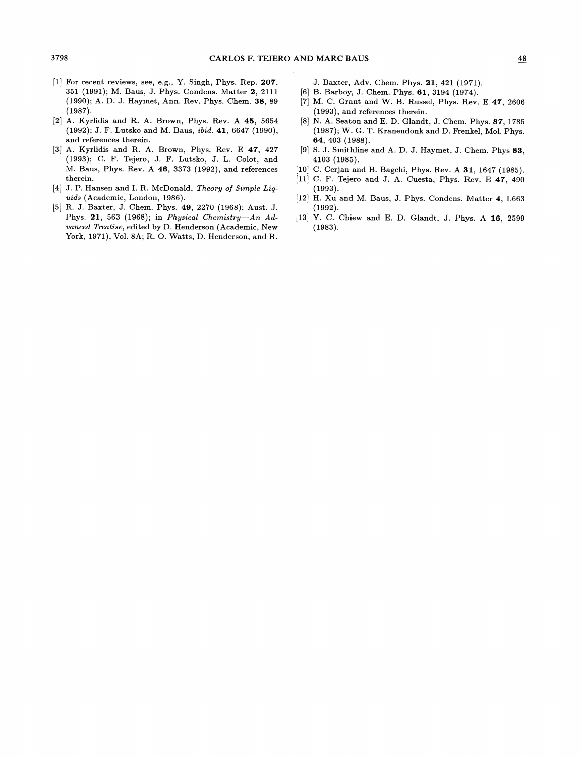[1] For recent reviews, see, e.g., Y. Singh, Phys. Rep. **207**, 351 (1991); M. Baus, J. Phys. Condens. Matter **2**, 2111 (1990); A. D. J. Haymet, Ann. Rev. Phys. Chem. **38**, 89 (1987).

[2] A. Kyrlidis and R. A. Brown, Phys. Rev. A **45**, 5654 (1992); J. F. Lutsko and M. Baus, *ibid.* **41**, 6647 (1990), and references therein.

[3] A. Kyrlidis and R. A. Brown, Phys. Rev. E **47**, 427 (1993); C. F. Tejero, J. F. Lutsko, J. L. Colot, and M. Baus, Phys. Rev. A **46**, 3373 (1992), and references therein.

[4] J. P. Hansen and I. R. McDonald, *Theory of Simple Liquids* (Academic, London, 1986).

[5] R. J. Baxter, J. Chem. Phys. **49**, 2270 (1968); Aust. J. Phys. **21**, 563 (1968); in *Physical Chemistry—An Advanced Treatise*, edited by D. Henderson (Academic, New York, 1971), Vol. 8A; R. O. Watts, D. Henderson, and R. J. Baxter, Adv. Chem. Phys. **21**, 421 (1971).

[6] B. Barboy, J. Chem. Phys. **61**, 3194 (1974).

[7] M. C. Grant and W. B. Russel, Phys. Rev. E **47**, 2606 (1993), and references therein.

[8] N. A. Seaton and E. D. Glandt, J. Chem. Phys. **87**, 1785 (1987); W. G. T. Kranendonk and D. Frenkel, Mol. Phys. **64**, 403 (1988).

[9] S. J. Smithline and A. D. J. Haymet, J. Chem. Phys **83**, 4103 (1985).

[10] C. Cerjan and B. Bagchi, Phys. Rev. A **31**, 1647 (1985).

[11] C. F. Tejero and J. A. Cuesta, Phys. Rev. E **47**, 490 (1993).

[12] H. Xu and M. Baus, J. Phys. Condens. Matter **4**, L663 (1992).

[13] Y. C. Chiew and E. D. Glandt, J. Phys. A **16**, 2599 (1983).